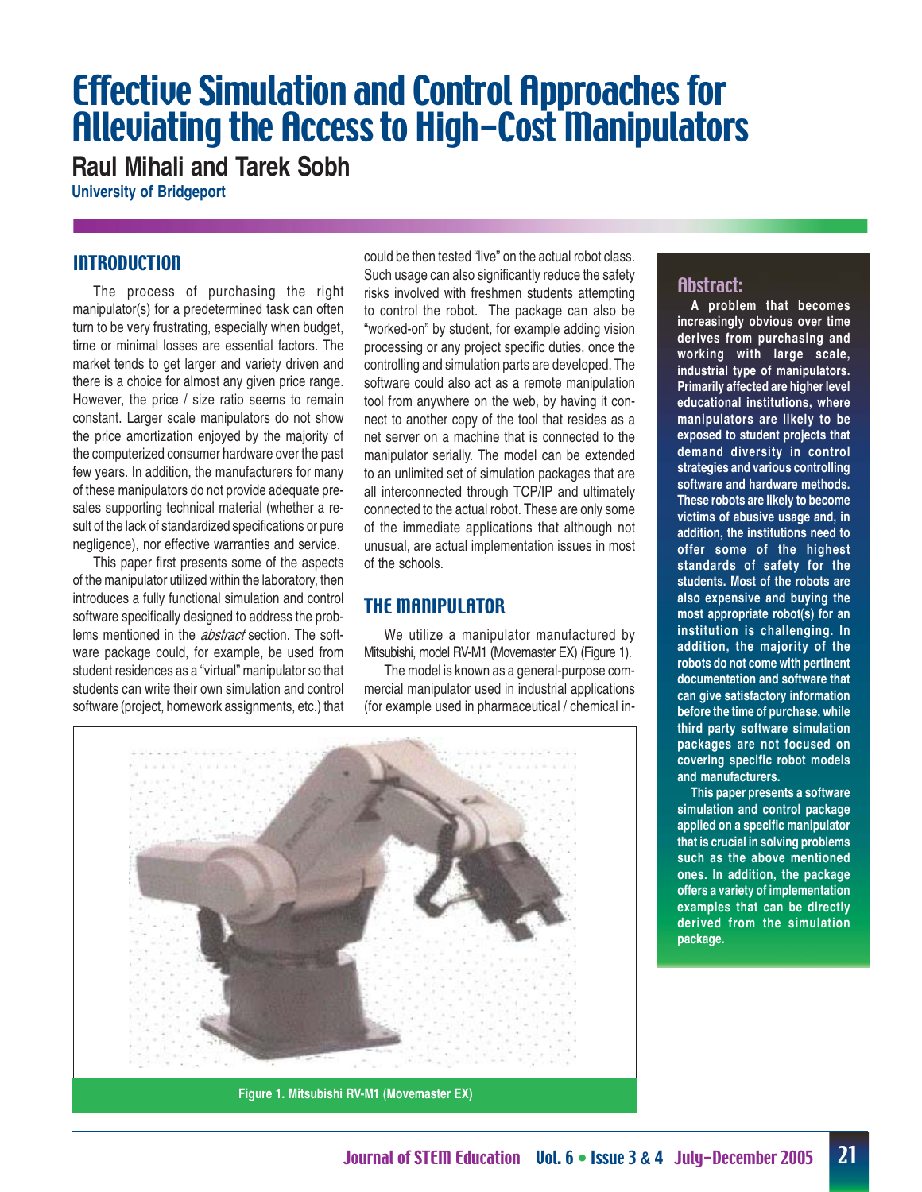# Effective Simulation and Control Approaches for Alleviating the Access to High-Cost Manipulators

**Raul Mihali and Tarek Sobh**

**University of Bridgeport**

## Abstract:

**A problem that becomes increasingly obvious over time derives from purchasing and working with large scale, industrial type of manipulators. Primarily affected are higher level educational institutions, where manipulators are likely to be exposed to student projects that demand diversity in control strategies and various controlling software and hardware methods. These robots are likely to become victims of abusive usage and, in addition, the institutions need to offer some of the highest standards of safety for the students. Most of the robots are also expensive and buying the most appropriate robot(s) for an institution is challenging. In addition, the majority of the robots do not come with pertinent documentation and software that can give satisfactory information before the time of purchase, while third party software simulation packages are not focused on covering specific robot models and manufacturers.**

**This paper presents a software simulation and control package applied on a specific manipulator that is crucial in solving problems such as the above mentioned ones. In addition, the package offers a variety of implementation examples that can be directly derived from the simulation package.**

## INTRODUCTION

The process of purchasing the right manipulator(s) for a predetermined task can often turn to be very frustrating, especially when budget, time or minimal losses are essential factors. The market tends to get larger and variety driven and there is a choice for almost any given price range. However, the price / size ratio seems to remain constant. Larger scale manipulators do not show the price amortization enjoyed by the majority of the computerized consumer hardware over the past few years. In addition, the manufacturers for many of these manipulators do not provide adequate pre-sales supporting technical material (whether a result of the lack of standardized specifications or pure negligence), nor effective warranties and service.

This paper first presents some of the aspects of the manipulator utilized within the laboratory, then introduces a fully functional simulation and control software specifically designed to address the problems mentioned in the *abstract* section. The software package could, for example, be used from student residences as a "virtual" manipulator so that students can write their own simulation and control software (project, homework assignments, etc.) that could be then tested "live" on the actual robot class. Such usage can also significantly reduce the safety risks involved with freshmen students attempting to control the robot. The package can also be "worked-on" by student, for example adding vision processing or any project specific duties, once the controlling and simulation parts are developed. The software could also act as a remote manipulation tool from anywhere on the web, by having it connect to another copy of the tool that resides as a net server on a machine that is connected to the manipulator serially. The model can be extended to an unlimited set of simulation packages that are all interconnected through TCP/IP and ultimately connected to the actual robot. These are only some of the immediate applications that although not unusual, are actual implementation issues in most of the schools.

## THE MANIPULATOR

We utilize a manipulator manufactured by Mitsubishi, model RV-M1 (Movemaster EX) (Figure 1).

The model is known as a general-purpose commercial manipulator used in industrial applications (for example used in pharmaceutical / chemical in-

**Figure 1. Mitsubishi RV-M1 (Movemaster EX)**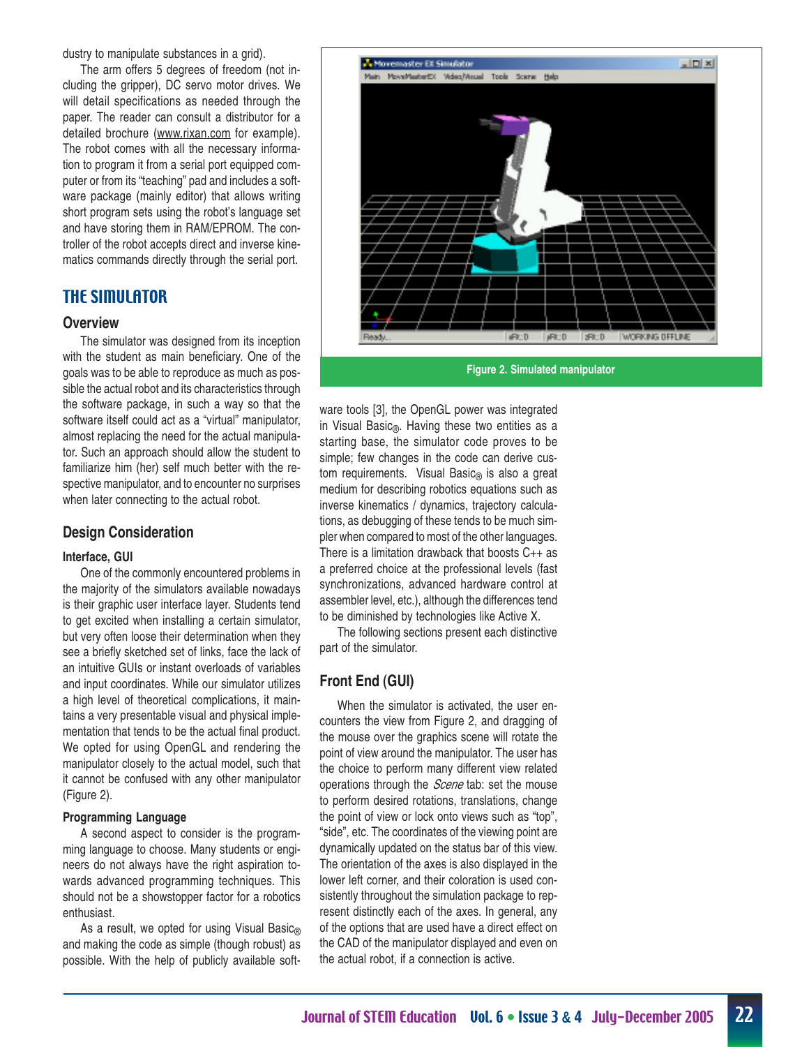dustry to manipulate substances in a grid).

The arm offers 5 degrees of freedom (not including the gripper), DC servo motor drives. We will detail specifications as needed through the paper. The reader can consult a distributor for a detailed brochure (www.rixan.com for example). The robot comes with all the necessary information to program it from a serial port equipped computer or from its "teaching" pad and includes a software package (mainly editor) that allows writing short program sets using the robot's language set and have storing them in RAM/EPROM. The controller of the robot accepts direct and inverse kinematics commands directly through the serial port.

## THE SIMULATOR

### Overview

The simulator was designed from its inception with the student as main beneficiary. One of the goals was to be able to reproduce as much as possible the actual robot and its characteristics through the software package, in such a way so that the software itself could act as a "virtual" manipulator, almost replacing the need for the actual manipulator. Such an approach should allow the student to familiarize him (her) self much better with the respective manipulator, and to encounter no surprises when later connecting to the actual robot.

### Design Consideration

#### Interface, GUI

One of the commonly encountered problems in the majority of the simulators available nowadays is their graphic user interface layer. Students tend to get excited when installing a certain simulator, but very often loose their determination when they see a briefly sketched set of links, face the lack of an intuitive GUIs or instant overloads of variables and input coordinates. While our simulator utilizes a high level of theoretical complications, it maintains a very presentable visual and physical implementation that tends to be the actual final product. We opted for using OpenGL and rendering the manipulator closely to the actual model, such that it cannot be confused with any other manipulator (Figure 2).

#### Programming Language

A second aspect to consider is the programming language to choose. Many students or engineers do not always have the right aspiration towards advanced programming techniques. This should not be a showstopper factor for a robotics enthusiast.

As a result, we opted for using Visual Basic® and making the code as simple (though robust) as possible. With the help of publicly available software tools [3], the OpenGL power was integrated in Visual Basic®. Having these two entities as a starting base, the simulator code proves to be simple; few changes in the code can derive custom requirements. Visual Basic® is also a great medium for describing robotics equations such as inverse kinematics / dynamics, trajectory calculations, as debugging of these tends to be much simpler when compared to most of the other languages. There is a limitation drawback that boosts C++ as a preferred choice at the professional levels (fast synchronizations, advanced hardware control at assembler level, etc.), although the differences tend to be diminished by technologies like Active X.

The following sections present each distinctive part of the simulator.

Figure 2. Simulated manipulator

### Front End (GUI)

When the simulator is activated, the user encounters the view from Figure 2, and dragging of the mouse over the graphics scene will rotate the point of view around the manipulator. The user has the choice to perform many different view related operations through the *Scene* tab: set the mouse to perform desired rotations, translations, change the point of view or lock onto views such as "top", "side", etc. The coordinates of the viewing point are dynamically updated on the status bar of this view. The orientation of the axes is also displayed in the lower left corner, and their coloration is used consistently throughout the simulation package to represent distinctly each of the axes. In general, any of the options that are used have a direct effect on the CAD of the manipulator displayed and even on the actual robot, if a connection is active.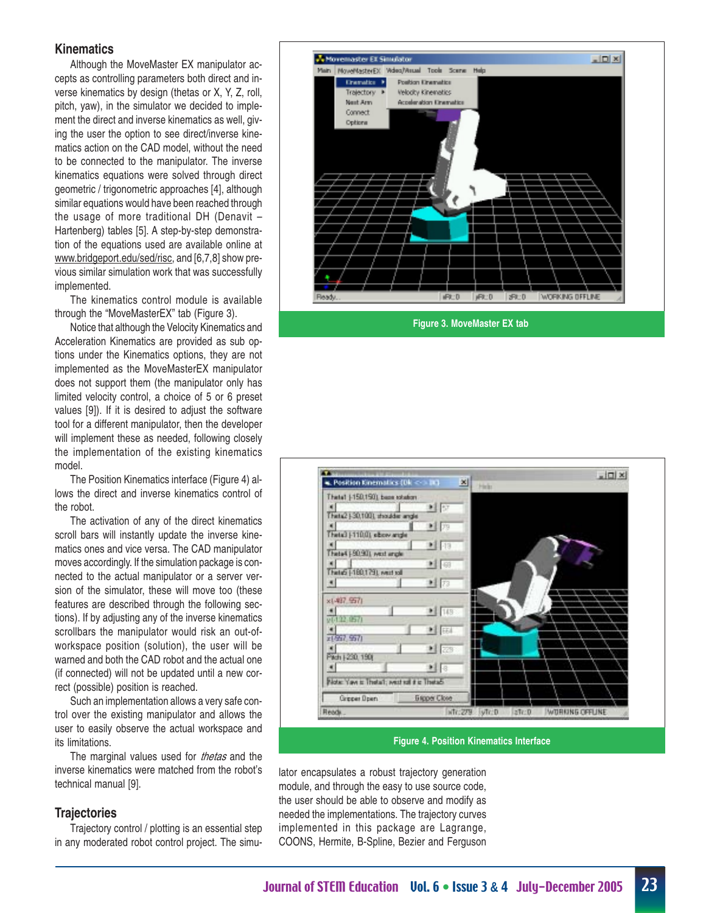## Kinematics

Although the MoveMaster EX manipulator accepts as controlling parameters both direct and inverse kinematics by design (thetas or X, Y, Z, roll, pitch, yaw), in the simulator we decided to implement the direct and inverse kinematics as well, giving the user the option to see direct/inverse kinematics action on the CAD model, without the need to be connected to the manipulator. The inverse kinematics equations were solved through direct geometric / trigonometric approaches [4], although similar equations would have been reached through the usage of more traditional DH (Denavit – Hartenberg) tables [5]. A step-by-step demonstration of the equations used are available online at www.bridgeport.edu/sed/risc, and [6,7,8] show previous similar simulation work that was successfully implemented.

The kinematics control module is available through the "MoveMasterEX" tab (Figure 3).

Notice that although the Velocity Kinematics and Acceleration Kinematics are provided as sub options under the Kinematics options, they are not implemented as the MoveMasterEX manipulator does not support them (the manipulator only has limited velocity control, a choice of 5 or 6 preset values [9]). If it is desired to adjust the software tool for a different manipulator, then the developer will implement these as needed, following closely the implementation of the existing kinematics model.

The Position Kinematics interface (Figure 4) allows the direct and inverse kinematics control of the robot.

The activation of any of the direct kinematics scroll bars will instantly update the inverse kinematics ones and vice versa. The CAD manipulator moves accordingly. If the simulation package is connected to the actual manipulator or a server version of the simulator, these will move too (these features are described through the following sections). If by adjusting any of the inverse kinematics scrollbars the manipulator would risk an out-of-workspace position (solution), the user will be warned and both the CAD robot and the actual one (if connected) will not be updated until a new correct (possible) position is reached.

Such an implementation allows a very safe control over the existing manipulator and allows the user to easily observe the actual workspace and its limitations.

The marginal values used for *thetas* and the inverse kinematics were matched from the robot's technical manual [9].

## Trajectories

Trajectory control / plotting is an essential step in any moderated robot control project. The simulator encapsulates a robust trajectory generation module, and through the easy to use source code, the user should be able to observe and modify as needed the implementations. The trajectory curves implemented in this package are Lagrange, COONS, Hermite, B-Spline, Bezier and Ferguson

Figure 3. MoveMaster EX tab

Figure 4. Position Kinematics Interface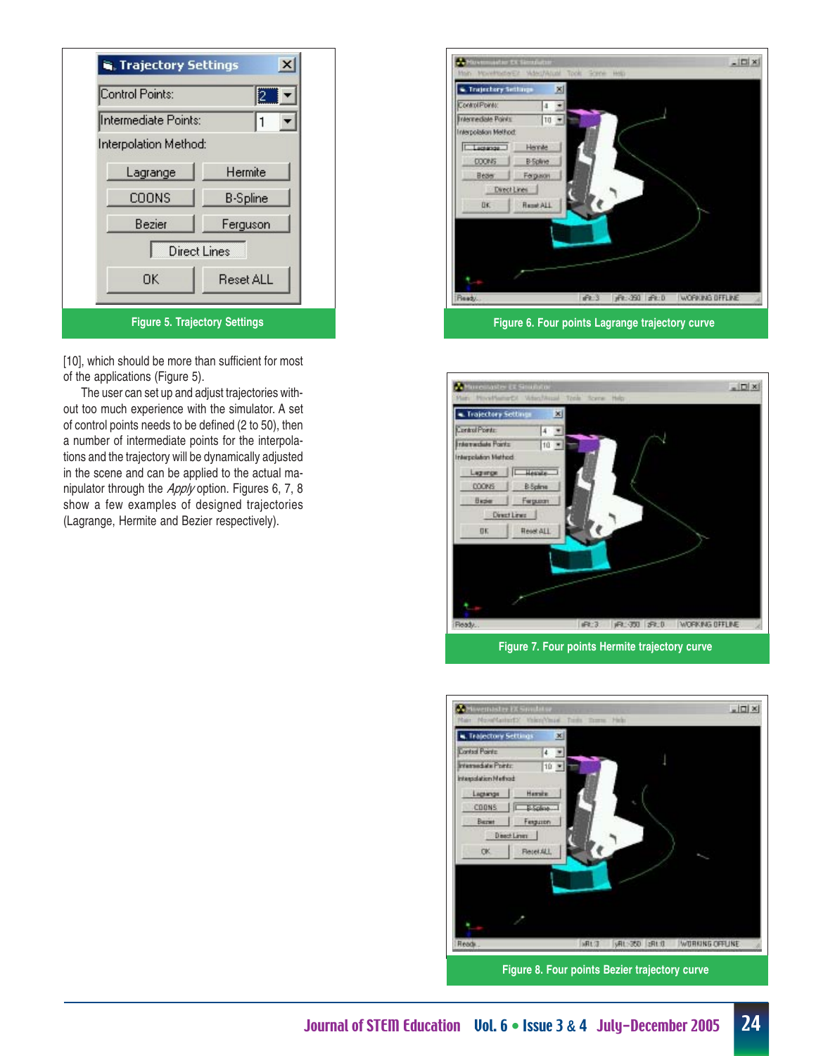Figure 5. Trajectory Settings

[10], which should be more than sufficient for most of the applications (Figure 5).

The user can set up and adjust trajectories without too much experience with the simulator. A set of control points needs to be defined (2 to 50), then a number of intermediate points for the interpolations and the trajectory will be dynamically adjusted in the scene and can be applied to the actual manipulator through the *Apply* option. Figures 6, 7, 8 show a few examples of designed trajectories (Lagrange, Hermite and Bezier respectively).

Figure 6. Four points Lagrange trajectory curve

Figure 7. Four points Hermite trajectory curve

Figure 8. Four points Bezier trajectory curve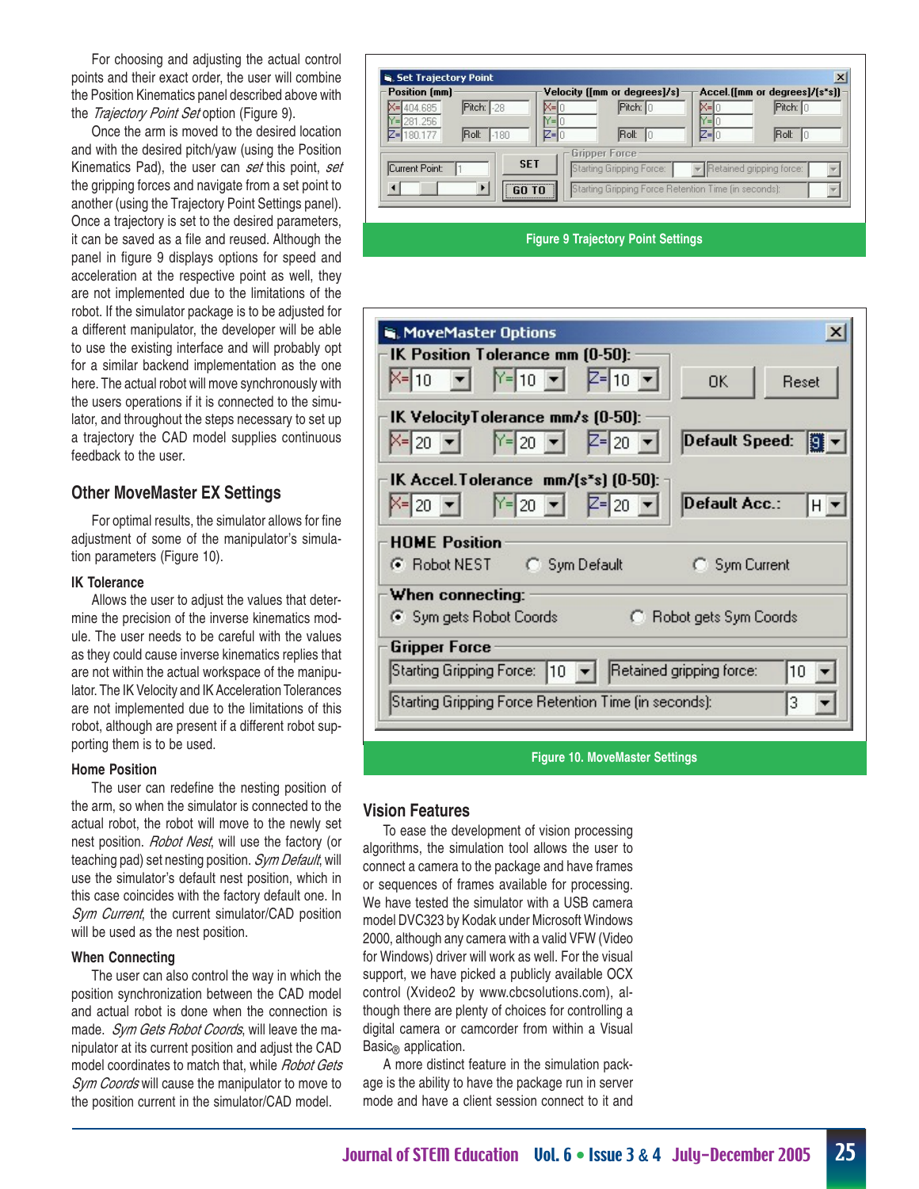For choosing and adjusting the actual control points and their exact order, the user will combine the Position Kinematics panel described above with the *Trajectory Point Set* option (Figure 9).

Once the arm is moved to the desired location and with the desired pitch/yaw (using the Position Kinematics Pad), the user can *set* this point, *set* the gripping forces and navigate from a set point to another (using the Trajectory Point Settings panel). Once a trajectory is set to the desired parameters, it can be saved as a file and reused. Although the panel in figure 9 displays options for speed and acceleration at the respective point as well, they are not implemented due to the limitations of the robot. If the simulator package is to be adjusted for a different manipulator, the developer will be able to use the existing interface and will probably opt for a similar backend implementation as the one here. The actual robot will move synchronously with the users operations if it is connected to the simulator, and throughout the steps necessary to set up a trajectory the CAD model supplies continuous feedback to the user.

## Other MoveMaster EX Settings

For optimal results, the simulator allows for fine adjustment of some of the manipulator's simulation parameters (Figure 10).

### IK Tolerance

Allows the user to adjust the values that determine the precision of the inverse kinematics module. The user needs to be careful with the values as they could cause inverse kinematics replies that are not within the actual workspace of the manipulator. The IK Velocity and IK Acceleration Tolerances are not implemented due to the limitations of this robot, although are present if a different robot supporting them is to be used.

### Home Position

The user can redefine the nesting position of the arm, so when the simulator is connected to the actual robot, the robot will move to the newly set nest position. *Robot Nest*, will use the factory (or teaching pad) set nesting position. *Sym Default*, will use the simulator's default nest position, which in this case coincides with the factory default one. In *Sym Current*, the current simulator/CAD position will be used as the nest position.

### When Connecting

The user can also control the way in which the position synchronization between the CAD model and actual robot is done when the connection is made. *Sym Gets Robot Coords*, will leave the manipulator at its current position and adjust the CAD model coordinates to match that, while *Robot Gets Sym Coords* will cause the manipulator to move to the position current in the simulator/CAD model.

Figure 9 Trajectory Point Settings

Figure 10. MoveMaster Settings

## Vision Features

To ease the development of vision processing algorithms, the simulation tool allows the user to connect a camera to the package and have frames or sequences of frames available for processing. We have tested the simulator with a USB camera model DVC323 by Kodak under Microsoft Windows 2000, although any camera with a valid VFW (Video for Windows) driver will work as well. For the visual support, we have picked a publicly available OCX control (Xvideo2 by www.cbcsolutions.com), although there are plenty of choices for controlling a digital camera or camcorder from within a Visual Basic® application.

A more distinct feature in the simulation package is the ability to have the package run in server mode and have a client session connect to it and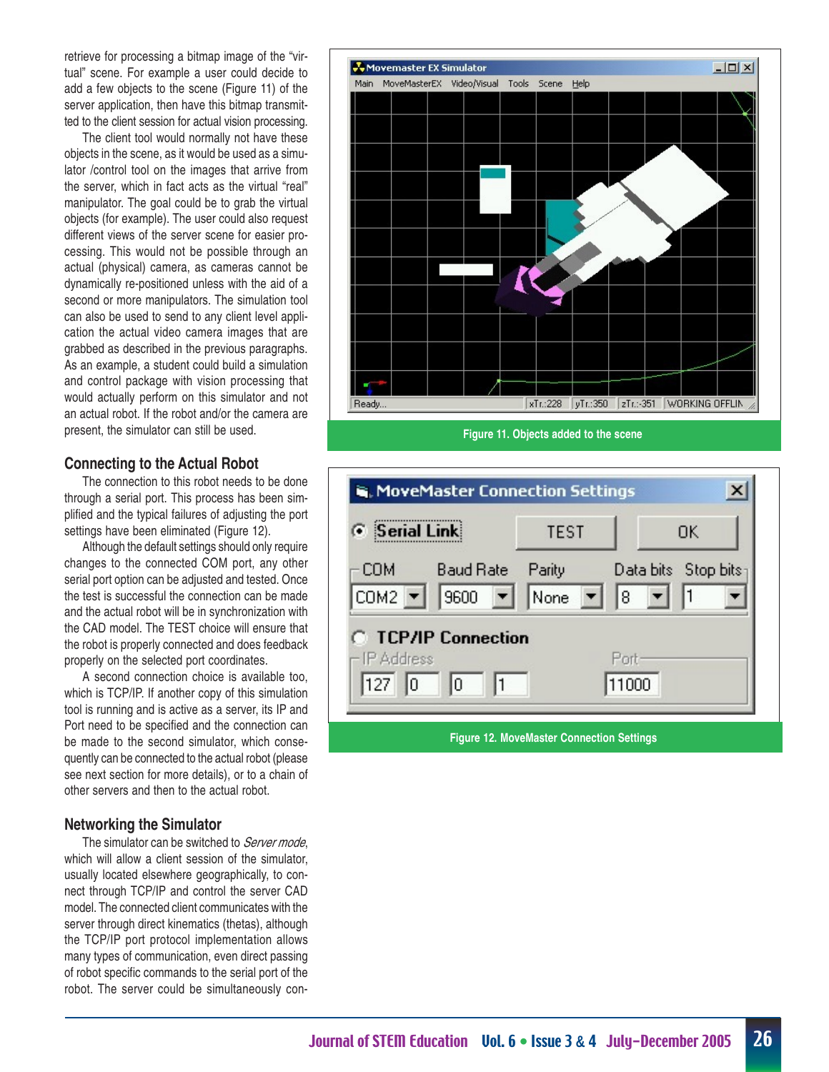retrieve for processing a bitmap image of the "virtual" scene. For example a user could decide to add a few objects to the scene (Figure 11) of the server application, then have this bitmap transmitted to the client session for actual vision processing.

The client tool would normally not have these objects in the scene, as it would be used as a simulator /control tool on the images that arrive from the server, which in fact acts as the virtual "real" manipulator. The goal could be to grab the virtual objects (for example). The user could also request different views of the server scene for easier processing. This would not be possible through an actual (physical) camera, as cameras cannot be dynamically re-positioned unless with the aid of a second or more manipulators. The simulation tool can also be used to send to any client level application the actual video camera images that are grabbed as described in the previous paragraphs. As an example, a student could build a simulation and control package with vision processing that would actually perform on this simulator and not an actual robot. If the robot and/or the camera are present, the simulator can still be used.

## Connecting to the Actual Robot

The connection to this robot needs to be done through a serial port. This process has been simplified and the typical failures of adjusting the port settings have been eliminated (Figure 12).

Although the default settings should only require changes to the connected COM port, any other serial port option can be adjusted and tested. Once the test is successful the connection can be made and the actual robot will be in synchronization with the CAD model. The TEST choice will ensure that the robot is properly connected and does feedback properly on the selected port coordinates.

A second connection choice is available too, which is TCP/IP. If another copy of this simulation tool is running and is active as a server, its IP and Port need to be specified and the connection can be made to the second simulator, which consequently can be connected to the actual robot (please see next section for more details), or to a chain of other servers and then to the actual robot.

## Networking the Simulator

The simulator can be switched to *Server mode*, which will allow a client session of the simulator, usually located elsewhere geographically, to connect through TCP/IP and control the server CAD model. The connected client communicates with the server through direct kinematics (thetas), although the TCP/IP port protocol implementation allows many types of communication, even direct passing of robot specific commands to the serial port of the robot. The server could be simultaneously con-

Figure 11. Objects added to the scene

Figure 12. MoveMaster Connection Settings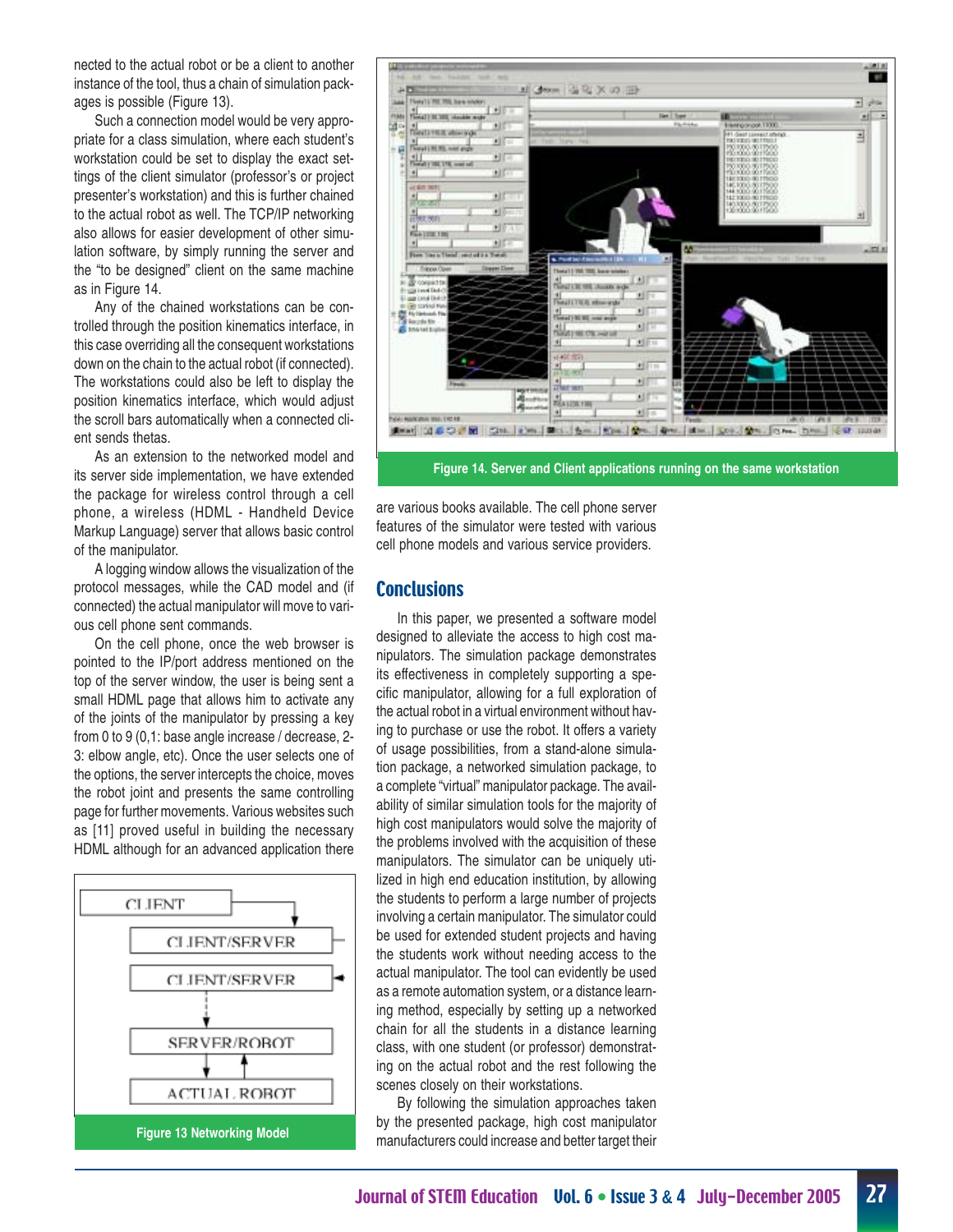nected to the actual robot or be a client to another instance of the tool, thus a chain of simulation packages is possible (Figure 13).

Such a connection model would be very appropriate for a class simulation, where each student's workstation could be set to display the exact settings of the client simulator (professor's or project presenter's workstation) and this is further chained to the actual robot as well. The TCP/IP networking also allows for easier development of other simulation software, by simply running the server and the "to be designed" client on the same machine as in Figure 14.

Any of the chained workstations can be controlled through the position kinematics interface, in this case overriding all the consequent workstations down on the chain to the actual robot (if connected). The workstations could also be left to display the position kinematics interface, which would adjust the scroll bars automatically when a connected client sends thetas.

As an extension to the networked model and its server side implementation, we have extended the package for wireless control through a cell phone, a wireless (HDML - Handheld Device Markup Language) server that allows basic control of the manipulator.

A logging window allows the visualization of the protocol messages, while the CAD model and (if connected) the actual manipulator will move to various cell phone sent commands.

On the cell phone, once the web browser is pointed to the IP/port address mentioned on the top of the server window, the user is being sent a small HDML page that allows him to activate any of the joints of the manipulator by pressing a key from 0 to 9 (0,1: base angle increase / decrease, 2-3: elbow angle, etc). Once the user selects one of the options, the server intercepts the choice, moves the robot joint and presents the same controlling page for further movements. Various websites such as [11] proved useful in building the necessary HDML although for an advanced application there are various books available. The cell phone server features of the simulator were tested with various cell phone models and various service providers.

| CLIENT |
|---|
| CLIENT/SERVER |
| CLIENT/SERVER |
| SERVER/ROBOT |
| ACTUAL ROBOT |

Figure 13 Networking Model

Figure 14. Server and Client applications running on the same workstation

## Conclusions

In this paper, we presented a software model designed to alleviate the access to high cost manipulators. The simulation package demonstrates its effectiveness in completely supporting a specific manipulator, allowing for a full exploration of the actual robot in a virtual environment without having to purchase or use the robot. It offers a variety of usage possibilities, from a stand-alone simulation package, a networked simulation package, to a complete "virtual" manipulator package. The availability of similar simulation tools for the majority of high cost manipulators would solve the majority of the problems involved with the acquisition of these manipulators. The simulator can be uniquely utilized in high end education institution, by allowing the students to perform a large number of projects involving a certain manipulator. The simulator could be used for extended student projects and having the students work without needing access to the actual manipulator. The tool can evidently be used as a remote automation system, or a distance learning method, especially by setting up a networked chain for all the students in a distance learning class, with one student (or professor) demonstrating on the actual robot and the rest following the scenes closely on their workstations.

By following the simulation approaches taken by the presented package, high cost manipulator manufacturers could increase and better target their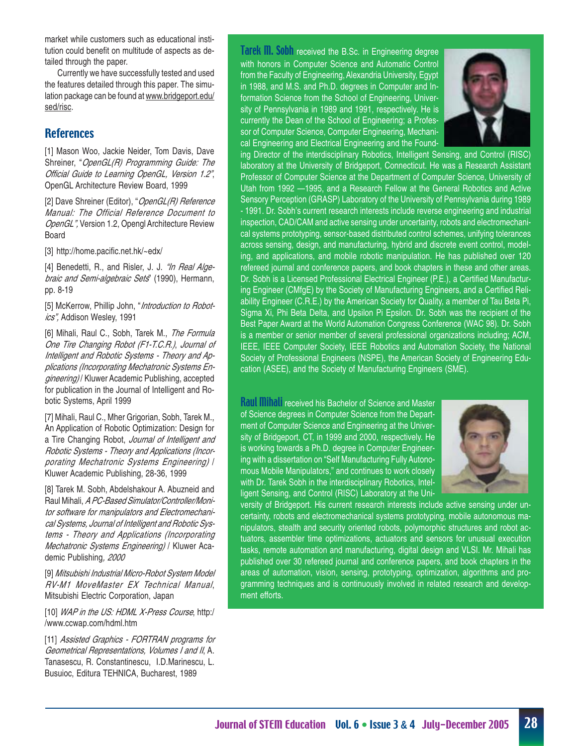market while customers such as educational institution could benefit on multitude of aspects as detailed through the paper.

Currently we have successfully tested and used the features detailed through this paper. The simulation package can be found at www.bridgeport.edu/sed/risc.

## References

[1] Mason Woo, Jackie Neider, Tom Davis, Dave Shreiner, "*OpenGL(R) Programming Guide: The Official Guide to Learning OpenGL, Version 1.2*", OpenGL Architecture Review Board, 1999

[2] Dave Shreiner (Editor), "*OpenGL(R) Reference Manual: The Official Reference Document to OpenGL",* Version 1.2, Opengl Architecture Review Board

[3] http://home.pacific.net.hk/~edx/

[4] Benedetti, R., and Risler, J. J. *"In Real Algebraic and Semi-algebraic Sets*" (1990), Hermann, pp. 8-19

[5] McKerrow, Phillip John, "*Introduction to Robotics",* Addison Wesley, 1991

[6] Mihali, Raul C., Sobh, Tarek M., *The Formula One Tire Changing Robot (F1-T.C.R.), Journal of Intelligent and Robotic Systems - Theory and Applications (Incorporating Mechatronic Systems Engineering)* / Kluwer Academic Publishing, accepted for publication in the Journal of Intelligent and Robotic Systems, April 1999

[7] Mihali, Raul C., Mher Grigorian, Sobh, Tarek M., An Application of Robotic Optimization: Design for a Tire Changing Robot, *Journal of Intelligent and Robotic Systems - Theory and Applications (Incorporating Mechatronic Systems Engineering)* / Kluwer Academic Publishing, 28-36, 1999

[8] Tarek M. Sobh, Abdelshakour A. Abuzneid and Raul Mihali, *A PC-Based Simulator/Controller/Monitor software for manipulators and Electromechanical Systems, Journal of Intelligent and Robotic Systems - Theory and Applications (Incorporating Mechatronic Systems Engineering)* / Kluwer Academic Publishing*, 2000*

[9] *Mitsubishi Industrial Micro-Robot System Model RV-M1 MoveMaster EX Technical Manual*, Mitsubishi Electric Corporation, Japan

[10] *WAP in the US: HDML X-Press Course*, http://www.ccwap.com/hdml.htm

[11] *Assisted Graphics - FORTRAN programs for Geometrical Representations, Volumes I and II*, A. Tanasescu, R. Constantinescu, I.D.Marinescu, L. Busuioc, Editura TEHNICA, Bucharest, 1989

**Tarek M. Sobh** received the B.Sc. in Engineering degree with honors in Computer Science and Automatic Control from the Faculty of Engineering, Alexandria University, Egypt in 1988, and M.S. and Ph.D. degrees in Computer and Information Science from the School of Engineering, University of Pennsylvania in 1989 and 1991, respectively. He is currently the Dean of the School of Engineering; a Professor of Computer Science, Computer Engineering, Mechanical Engineering and Electrical Engineering and the Founding Director of the interdisciplinary Robotics, Intelligent Sensing, and Control (RISC) laboratory at the University of Bridgeport, Connecticut. He was a Research Assistant Professor of Computer Science at the Department of Computer Science, University of Utah from 1992 —1995, and a Research Fellow at the General Robotics and Active Sensory Perception (GRASP) Laboratory of the University of Pennsylvania during 1989 - 1991. Dr. Sobh's current research interests include reverse engineering and industrial inspection, CAD/CAM and active sensing under uncertainty, robots and electromechanical systems prototyping, sensor-based distributed control schemes, unifying tolerances across sensing, design, and manufacturing, hybrid and discrete event control, modeling, and applications, and mobile robotic manipulation. He has published over 120 refereed journal and conference papers, and book chapters in these and other areas. Dr. Sobh is a Licensed Professional Electrical Engineer (P.E.), a Certified Manufacturing Engineer (CMfgE) by the Society of Manufacturing Engineers, and a Certified Reliability Engineer (C.R.E.) by the American Society for Quality, a member of Tau Beta Pi, Sigma Xi, Phi Beta Delta, and Upsilon Pi Epsilon. Dr. Sobh was the recipient of the Best Paper Award at the World Automation Congress Conference (WAC 98). Dr. Sobh is a member or senior member of several professional organizations including; ACM, IEEE, IEEE Computer Society, IEEE Robotics and Automation Society, the National Society of Professional Engineers (NSPE), the American Society of Engineering Education (ASEE), and the Society of Manufacturing Engineers (SME).

**Raul Mihali** received his Bachelor of Science and Master of Science degrees in Computer Science from the Department of Computer Science and Engineering at the University of Bridgeport, CT, in 1999 and 2000, respectively. He is working towards a Ph.D. degree in Computer Engineering with a dissertation on "Self Manufacturing Fully Autonomous Mobile Manipulators," and continues to work closely with Dr. Tarek Sobh in the interdisciplinary Robotics, Intelligent Sensing, and Control (RISC) Laboratory at the University of Bridgeport. His current research interests include active sensing under uncertainty, robots and electromechanical systems prototyping, mobile autonomous manipulators, stealth and security oriented robots, polymorphic structures and robot actuators, assembler time optimizations, actuators and sensors for unusual execution tasks, remote automation and manufacturing, digital design and VLSI. Mr. Mihali has published over 30 refereed journal and conference papers, and book chapters in the areas of automation, vision, sensing, prototyping, optimization, algorithms and programming techniques and is continuously involved in related research and development efforts.